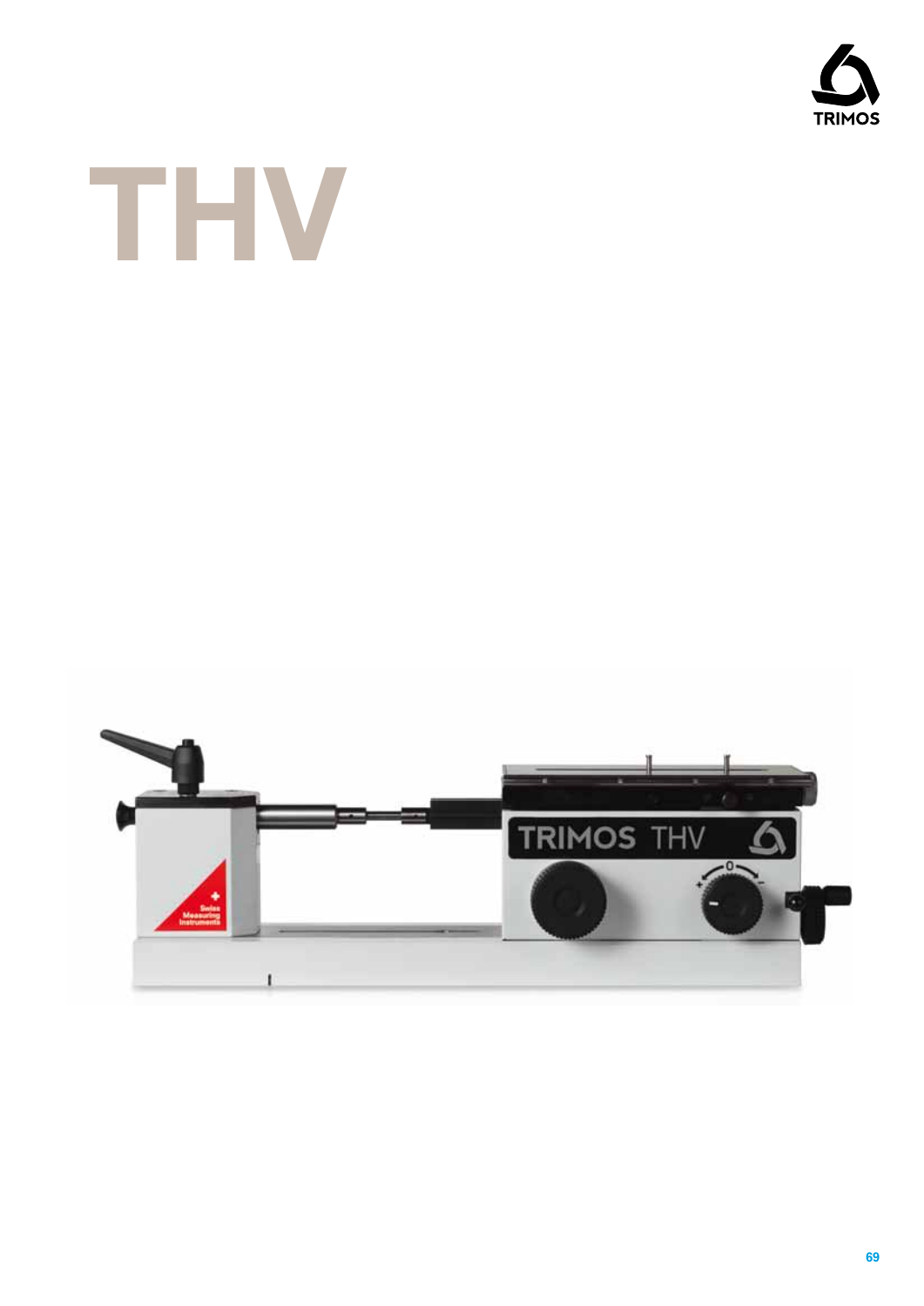# THV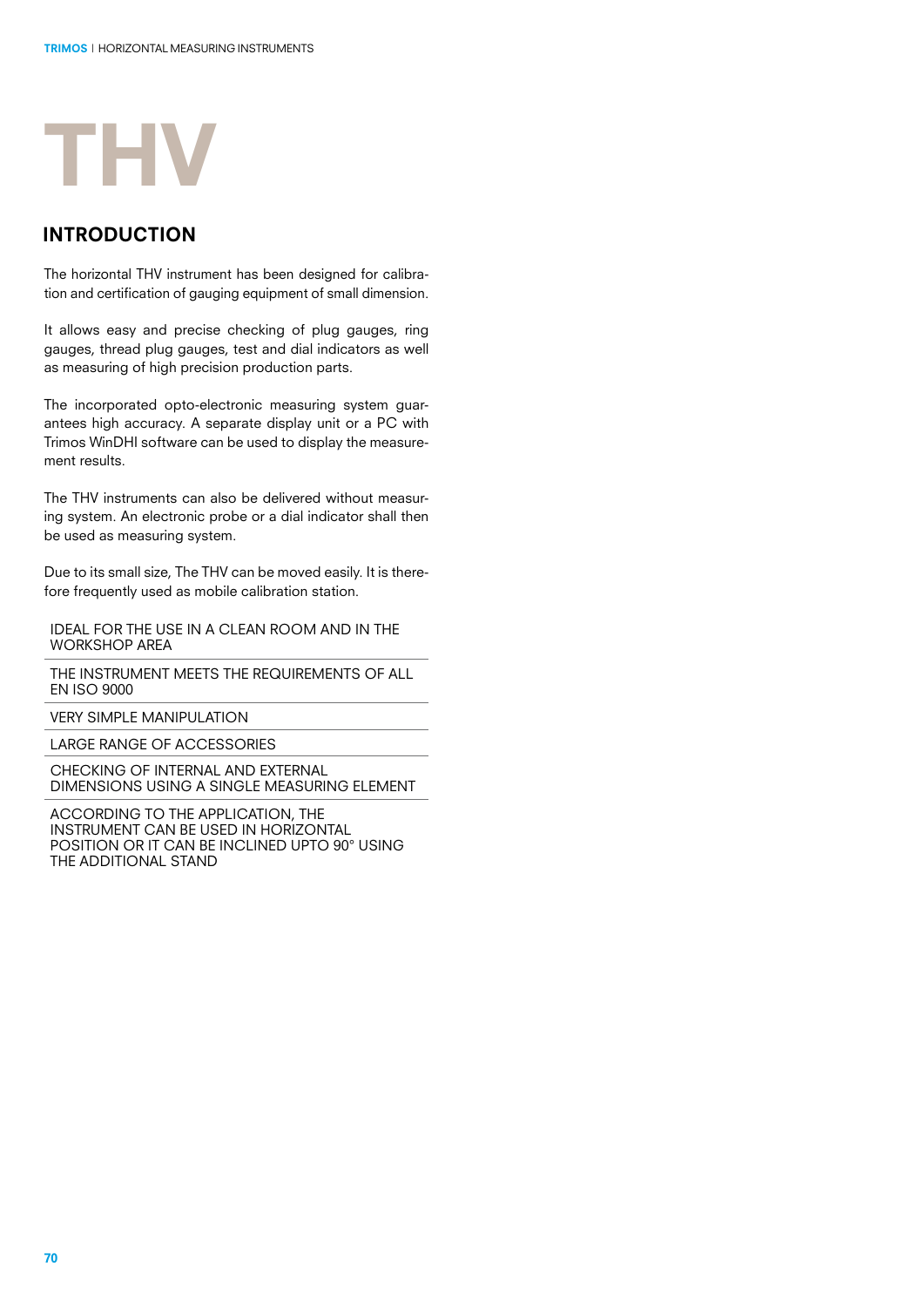# THV

## INTRODUCTION

The horizontal THV instrument has been designed for calibration and certification of gauging equipment of small dimension.

It allows easy and precise checking of plug gauges, ring gauges, thread plug gauges, test and dial indicators as well as measuring of high precision production parts.

The incorporated opto-electronic measuring system guarantees high accuracy. A separate display unit or a PC with Trimos WinDHI software can be used to display the measurement results.

The THV instruments can also be delivered without measuring system. An electronic probe or a dial indicator shall then be used as measuring system.

Due to its small size, The THV can be moved easily. It is therefore frequently used as mobile calibration station.

- IDEAL FOR THE USE IN A CLEAN ROOM AND IN THE WORKSHOP AREA
- THE INSTRUMENT MEETS THE REQUIREMENTS OF ALL EN ISO 9000
- VERY SIMPLE MANIPULATION
- LARGE RANGE OF ACCESSORIES
- CHECKING OF INTERNAL AND EXTERNAL DIMENSIONS USING A SINGLE MEASURING ELEMENT
- ACCORDING TO THE APPLICATION, THE INSTRUMENT CAN BE USED IN HORIZONTAL POSITION OR IT CAN BE INCLINED UPTO 90° USING THE ADDITIONAL STAND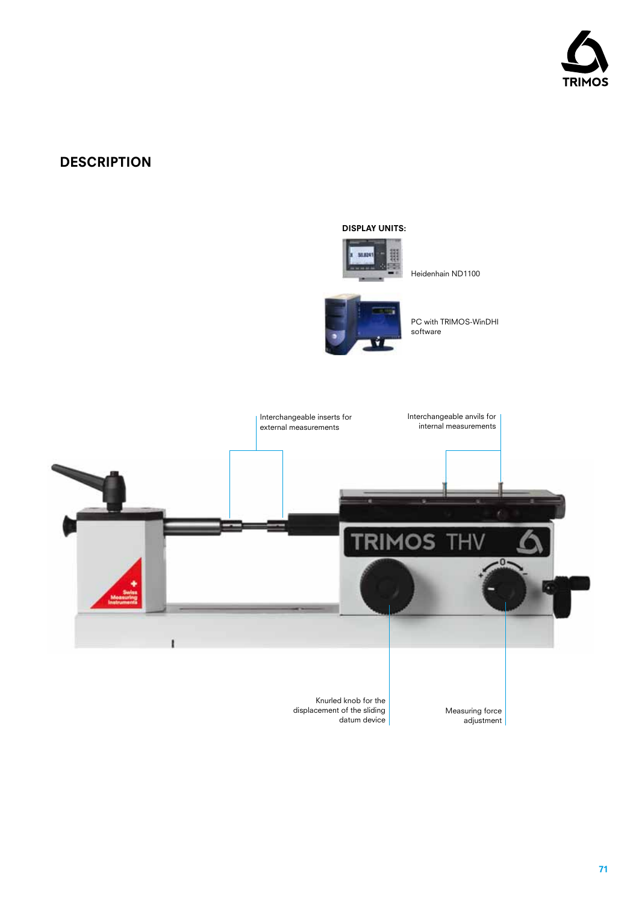## DESCRIPTION

**DISPLAY UNITS:**

Heidenhain ND1100

PC with TRIMOS-WinDHI software

Interchangeable inserts for external measurements

Interchangeable anvils for internal measurements

Knurled knob for the displacement of the sliding datum device

Measuring force adjustment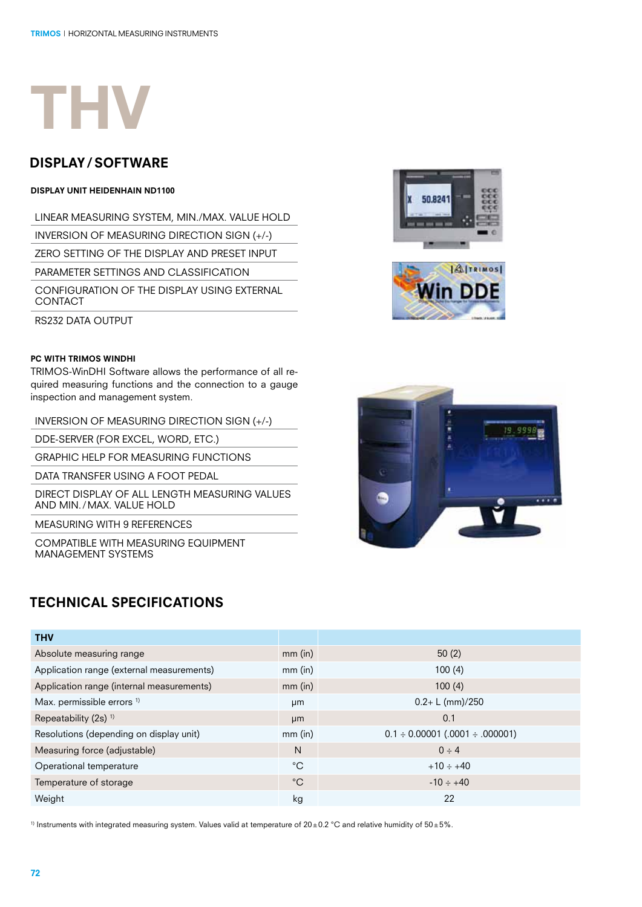# THV

## DISPLAY / SOFTWARE

#### DISPLAY UNIT HEIDENHAIN ND1100

- LINEAR MEASURING SYSTEM, MIN./MAX. VALUE HOLD
- INVERSION OF MEASURING DIRECTION SIGN (+/-)
- ZERO SETTING OF THE DISPLAY AND PRESET INPUT
- PARAMETER SETTINGS AND CLASSIFICATION
- CONFIGURATION OF THE DISPLAY USING EXTERNAL CONTACT
- RS232 DATA OUTPUT

#### PC WITH TRIMOS WINDHI

TRIMOS-WinDHI Software allows the performance of all required measuring functions and the connection to a gauge inspection and management system.

- INVERSION OF MEASURING DIRECTION SIGN (+/-)
- DDE-SERVER (FOR EXCEL, WORD, ETC.)
- GRAPHIC HELP FOR MEASURING FUNCTIONS
- DATA TRANSFER USING A FOOT PEDAL
- DIRECT DISPLAY OF ALL LENGTH MEASURING VALUES AND MIN. / MAX. VALUE HOLD
- MEASURING WITH 9 REFERENCES
- COMPATIBLE WITH MEASURING EQUIPMENT MANAGEMENT SYSTEMS

## TECHNICAL SPECIFICATIONS

| THV | | |
|---|---|---|
| Absolute measuring range | mm (in) | 50 (2) |
| Application range (external measurements) | mm (in) | 100 (4) |
| Application range (internal measurements) | mm (in) | 100 (4) |
| Max. permissible errors [1] | μm | 0.2+ L (mm)/250 |
| Repeatability (2s) [1] | μm | 0.1 |
| Resolutions (depending on display unit) | mm (in) | 0.1 ÷ 0.00001 (.0001 ÷ .000001) |
| Measuring force (adjustable) | N | 0 ÷ 4 |
| Operational temperature | °C | +10 ÷ +40 |
| Temperature of storage | °C | -10 ÷ +40 |
| Weight | kg | 22 |

[1] Instruments with integrated measuring system. Values valid at temperature of 20 ± 0.2 °C and relative humidity of 50 ± 5%.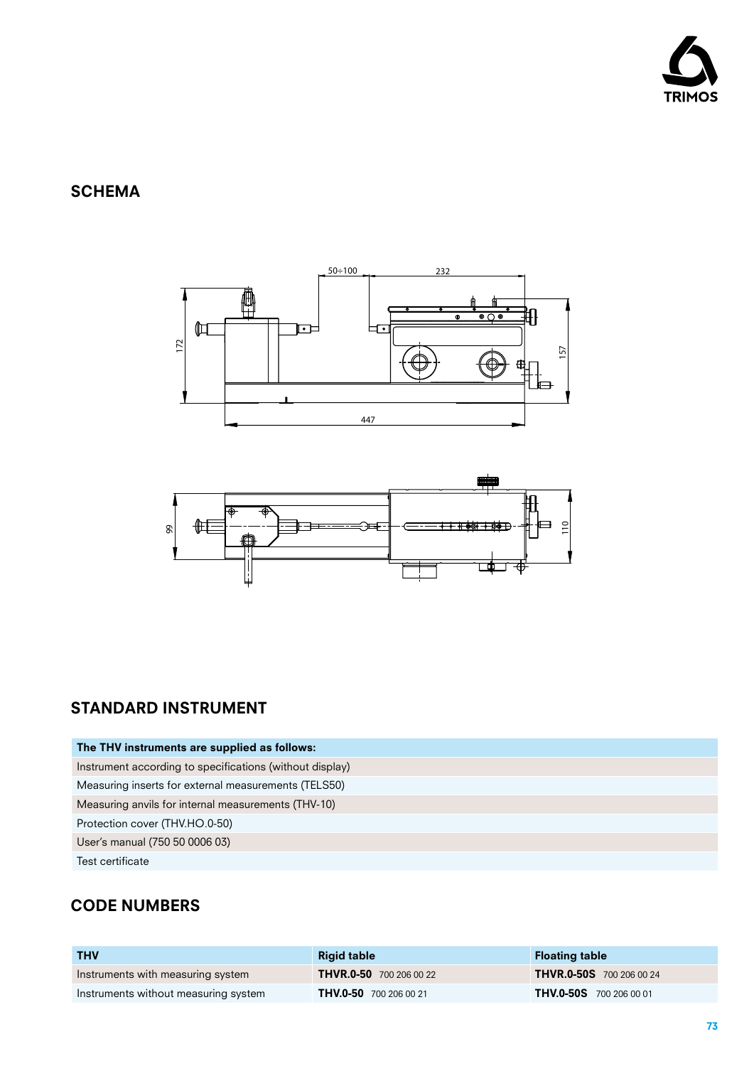## SCHEMA

## STANDARD INSTRUMENT

| The THV instruments are supplied as follows: |
| --- |
| Instrument according to specifications (without display) |
| Measuring inserts for external measurements (TELS50) |
| Measuring anvils for internal measurements (THV-10) |
| Protection cover (THV.HO.0-50) |
| User's manual (750 50 0006 03) |
| Test certificate |

## CODE NUMBERS

| THV | Rigid table | Floating table |
| --- | --- | --- |
| Instruments with measuring system | **THVR.0-50** 700 206 00 22 | **THVR.0-50S** 700 206 00 24 |
| Instruments without measuring system | **THV.0-50** 700 206 00 21 | **THV.0-50S** 700 206 00 01 |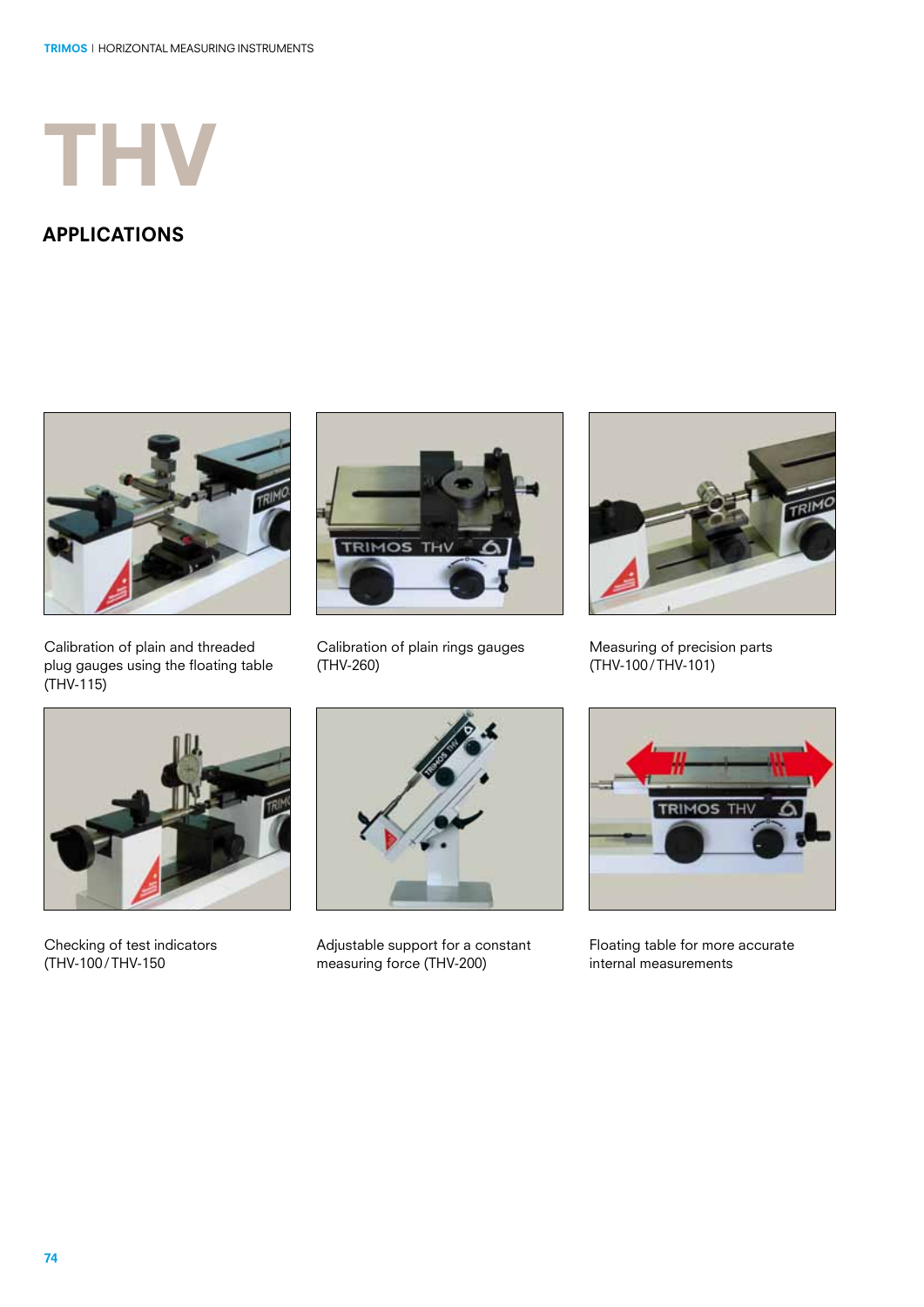# THV

## APPLICATIONS

Calibration of plain and threaded plug gauges using the floating table (THV-115)

Calibration of plain rings gauges (THV-260)

Measuring of precision parts (THV-100 / THV-101)

Checking of test indicators (THV-100 / THV-150

Adjustable support for a constant measuring force (THV-200)

Floating table for more accurate internal measurements